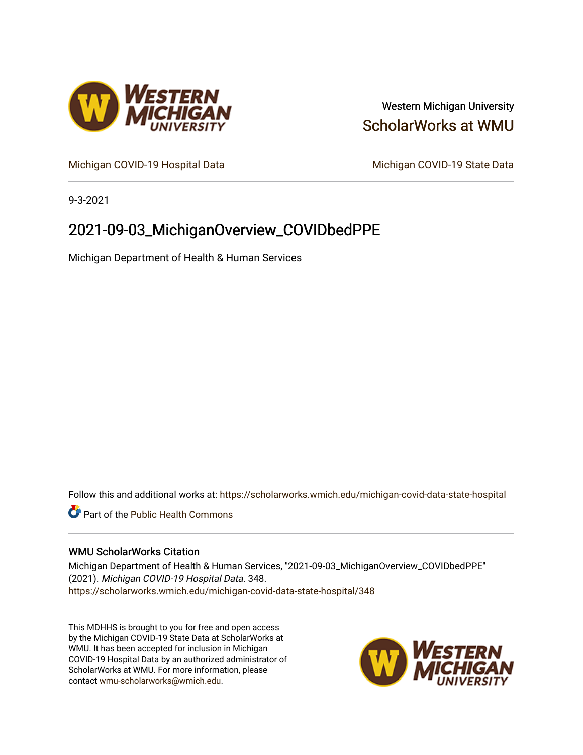Western Michigan University

ScholarWorks at WMU

Michigan COVID-19 Hospital Data

Michigan COVID-19 State Data

9-3-2021

# 2021-09-03_MichiganOverview_COVIDbedPPE

Michigan Department of Health & Human Services

Follow this and additional works at: https://scholarworks.wmich.edu/michigan-covid-data-state-hospital

Part of the Public Health Commons

## WMU ScholarWorks Citation

Michigan Department of Health & Human Services, "2021-09-03_MichiganOverview_COVIDbedPPE" (2021). *Michigan COVID-19 Hospital Data*. 348.
https://scholarworks.wmich.edu/michigan-covid-data-state-hospital/348

This MDHHS is brought to you for free and open access by the Michigan COVID-19 State Data at ScholarWorks at WMU. It has been accepted for inclusion in Michigan COVID-19 Hospital Data by an authorized administrator of ScholarWorks at WMU. For more information, please contact wmu-scholarworks@wmich.edu.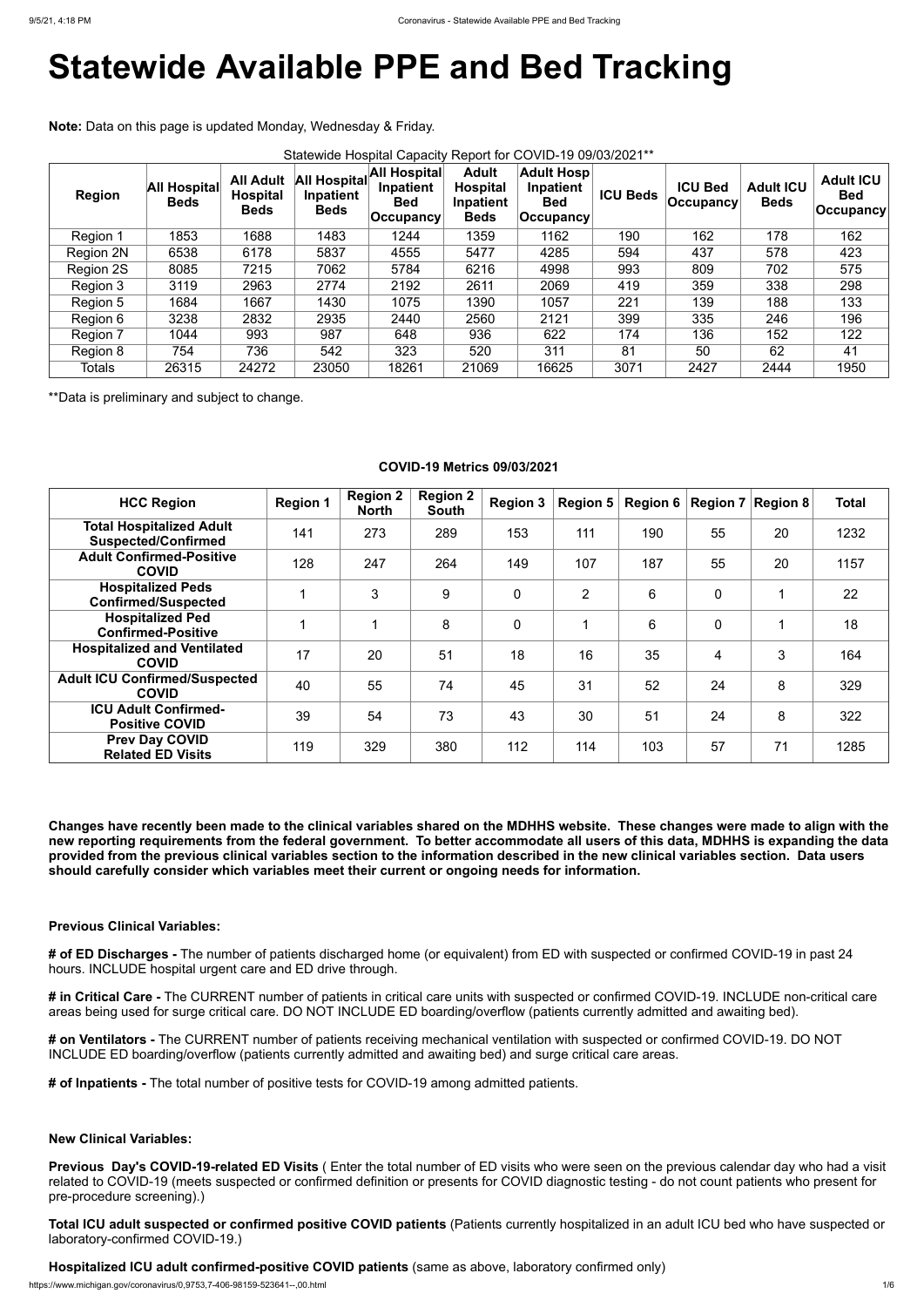# Statewide Available PPE and Bed Tracking

**Note:** Data on this page is updated Monday, Wednesday & Friday.

Statewide Hospital Capacity Report for COVID-19 09/03/2021**

| Region | All Hospital Beds | All Adult Hospital Beds | All Hospital Inpatient Beds | All Hospital Inpatient Bed Occupancy | Adult Hospital Inpatient Beds | Adult Hosp Inpatient Bed Occupancy | ICU Beds | ICU Bed Occupancy | Adult ICU Beds | Adult ICU Bed Occupancy |
|---|---|---|---|---|---|---|---|---|---|---|
| Region 1 | 1853 | 1688 | 1483 | 1244 | 1359 | 1162 | 190 | 162 | 178 | 162 |
| Region 2N | 6538 | 6178 | 5837 | 4555 | 5477 | 4285 | 594 | 437 | 578 | 423 |
| Region 2S | 8085 | 7215 | 7062 | 5784 | 6216 | 4998 | 993 | 809 | 702 | 575 |
| Region 3 | 3119 | 2963 | 2774 | 2192 | 2611 | 2069 | 419 | 359 | 338 | 298 |
| Region 5 | 1684 | 1667 | 1430 | 1075 | 1390 | 1057 | 221 | 139 | 188 | 133 |
| Region 6 | 3238 | 2832 | 2935 | 2440 | 2560 | 2121 | 399 | 335 | 246 | 196 |
| Region 7 | 1044 | 993 | 987 | 648 | 936 | 622 | 174 | 136 | 152 | 122 |
| Region 8 | 754 | 736 | 542 | 323 | 520 | 311 | 81 | 50 | 62 | 41 |
| Totals | 26315 | 24272 | 23050 | 18261 | 21069 | 16625 | 3071 | 2427 | 2444 | 1950 |

**Data is preliminary and subject to change.

**COVID-19 Metrics 09/03/2021**

| HCC Region | Region 1 | Region 2 North | Region 2 South | Region 3 | Region 5 | Region 6 | Region 7 | Region 8 | Total |
|---|---|---|---|---|---|---|---|---|---|
| Total Hospitalized Adult Suspected/Confirmed | 141 | 273 | 289 | 153 | 111 | 190 | 55 | 20 | 1232 |
| Adult Confirmed-Positive COVID | 128 | 247 | 264 | 149 | 107 | 187 | 55 | 20 | 1157 |
| Hospitalized Peds Confirmed/Suspected | 1 | 3 | 9 | 0 | 2 | 6 | 0 | 1 | 22 |
| Hospitalized Ped Confirmed-Positive | 1 | 1 | 8 | 0 | 1 | 6 | 0 | 1 | 18 |
| Hospitalized and Ventilated COVID | 17 | 20 | 51 | 18 | 16 | 35 | 4 | 3 | 164 |
| Adult ICU Confirmed/Suspected COVID | 40 | 55 | 74 | 45 | 31 | 52 | 24 | 8 | 329 |
| ICU Adult Confirmed-Positive COVID | 39 | 54 | 73 | 43 | 30 | 51 | 24 | 8 | 322 |
| Prev Day COVID Related ED Visits | 119 | 329 | 380 | 112 | 114 | 103 | 57 | 71 | 1285 |

**Changes have recently been made to the clinical variables shared on the MDHHS website. These changes were made to align with the new reporting requirements from the federal government. To better accommodate all users of this data, MDHHS is expanding the data provided from the previous clinical variables section to the information described in the new clinical variables section. Data users should carefully consider which variables meet their current or ongoing needs for information.**

**Previous Clinical Variables:**

**# of ED Discharges -** The number of patients discharged home (or equivalent) from ED with suspected or confirmed COVID-19 in past 24 hours. INCLUDE hospital urgent care and ED drive through.

**# in Critical Care -** The CURRENT number of patients in critical care units with suspected or confirmed COVID-19. INCLUDE non-critical care areas being used for surge critical care. DO NOT INCLUDE ED boarding/overflow (patients currently admitted and awaiting bed).

**# on Ventilators -** The CURRENT number of patients receiving mechanical ventilation with suspected or confirmed COVID-19. DO NOT INCLUDE ED boarding/overflow (patients currently admitted and awaiting bed) and surge critical care areas.

**# of Inpatients -** The total number of positive tests for COVID-19 among admitted patients.

**New Clinical Variables:**

**Previous Day's COVID-19-related ED Visits** ( Enter the total number of ED visits who were seen on the previous calendar day who had a visit related to COVID-19 (meets suspected or confirmed definition or presents for COVID diagnostic testing - do not count patients who present for pre-procedure screening).)

**Total ICU adult suspected or confirmed positive COVID patients** (Patients currently hospitalized in an adult ICU bed who have suspected or laboratory-confirmed COVID-19.)

**Hospitalized ICU adult confirmed-positive COVID patients** (same as above, laboratory confirmed only)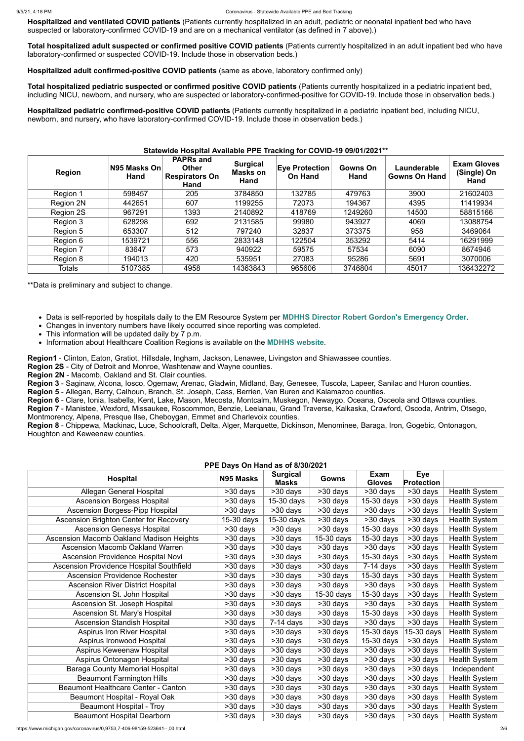**Hospitalized and ventilated COVID patients** (Patients currently hospitalized in an adult, pediatric or neonatal inpatient bed who have suspected or laboratory-confirmed COVID-19 and are on a mechanical ventilator (as defined in 7 above).)

**Total hospitalized adult suspected or confirmed positive COVID patients** (Patients currently hospitalized in an adult inpatient bed who have laboratory-confirmed or suspected COVID-19. Include those in observation beds.)

**Hospitalized adult confirmed-positive COVID patients** (same as above, laboratory confirmed only)

**Total hospitalized pediatric suspected or confirmed positive COVID patients** (Patients currently hospitalized in a pediatric inpatient bed, including NICU, newborn, and nursery, who are suspected or laboratory-confirmed-positive for COVID-19. Include those in observation beds.)

**Hospitalized pediatric confirmed-positive COVID patients** (Patients currently hospitalized in a pediatric inpatient bed, including NICU, newborn, and nursery, who have laboratory-confirmed COVID-19. Include those in observation beds.)

### Statewide Hospital Available PPE Tracking for COVID-19 09/01/2021**

| Region | N95 Masks On Hand | PAPRs and Other Respirators On Hand | Surgical Masks on Hand | Eye Protection On Hand | Gowns On Hand | Launderable Gowns On Hand | Exam Gloves (Single) On Hand |
|---|---|---|---|---|---|---|---|
| Region 1 | 598457 | 205 | 3784850 | 132785 | 479763 | 3900 | 21602403 |
| Region 2N | 442651 | 607 | 1199255 | 72073 | 194367 | 4395 | 11419934 |
| Region 2S | 967291 | 1393 | 2140892 | 418769 | 1249260 | 14500 | 58815166 |
| Region 3 | 628298 | 692 | 2131585 | 99980 | 943927 | 4069 | 13088754 |
| Region 5 | 653307 | 512 | 797240 | 32837 | 373375 | 958 | 3469064 |
| Region 6 | 1539721 | 556 | 2833148 | 122504 | 353292 | 5414 | 16291999 |
| Region 7 | 83647 | 573 | 940922 | 59575 | 57534 | 6090 | 8674946 |
| Region 8 | 194013 | 420 | 535951 | 27083 | 95286 | 5691 | 3070006 |
| Totals | 5107385 | 4958 | 14363843 | 965606 | 3746804 | 45017 | 136432272 |

**Data is preliminary and subject to change.

- Data is self-reported by hospitals daily to the EM Resource System per **MDHHS Director Robert Gordon's Emergency Order**.
- Changes in inventory numbers have likely occurred since reporting was completed.
- This information will be updated daily by 7 p.m.
- Information about Healthcare Coalition Regions is available on the **MDHHS website**.

**Region1** - Clinton, Eaton, Gratiot, Hillsdale, Ingham, Jackson, Lenawee, Livingston and Shiawassee counties.
**Region 2S** - City of Detroit and Monroe, Washtenaw and Wayne counties.
**Region 2N** - Macomb, Oakland and St. Clair counties.
**Region 3** - Saginaw, Alcona, Iosco, Ogemaw, Arenac, Gladwin, Midland, Bay, Genesee, Tuscola, Lapeer, Sanilac and Huron counties.
**Region 5** - Allegan, Barry, Calhoun, Branch, St. Joseph, Cass, Berrien, Van Buren and Kalamazoo counties.
**Region 6** - Clare, Ionia, Isabella, Kent, Lake, Mason, Mecosta, Montcalm, Muskegon, Newaygo, Oceana, Osceola and Ottawa counties.
**Region 7** - Manistee, Wexford, Missaukee, Roscommon, Benzie, Leelanau, Grand Traverse, Kalkaska, Crawford, Oscoda, Antrim, Otsego, Montmorency, Alpena, Presque Ilse, Cheboygan, Emmet and Charlevoix counties.
**Region 8** - Chippewa, Mackinac, Luce, Schoolcraft, Delta, Alger, Marquette, Dickinson, Menominee, Baraga, Iron, Gogebic, Ontonagon, Houghton and Keweenaw counties.

### PPE Days On Hand as of 8/30/2021

| Hospital | N95 Masks | Surgical Masks | Gowns | Exam Gloves | Eye Protection | |
|---|---|---|---|---|---|---|
| Allegan General Hospital | >30 days | >30 days | >30 days | >30 days | >30 days | Health System |
| Ascension Borgess Hospital | >30 days | 15-30 days | >30 days | 15-30 days | >30 days | Health System |
| Ascension Borgess-Pipp Hospital | >30 days | >30 days | >30 days | >30 days | >30 days | Health System |
| Ascension Brighton Center for Recovery | 15-30 days | 15-30 days | >30 days | >30 days | >30 days | Health System |
| Ascension Genesys Hospital | >30 days | >30 days | >30 days | 15-30 days | >30 days | Health System |
| Ascension Macomb Oakland Madison Heights | >30 days | >30 days | 15-30 days | 15-30 days | >30 days | Health System |
| Ascension Macomb Oakland Warren | >30 days | >30 days | >30 days | >30 days | >30 days | Health System |
| Ascension Providence Hospital Novi | >30 days | >30 days | >30 days | 15-30 days | >30 days | Health System |
| Ascension Providence Hospital Southfield | >30 days | >30 days | >30 days | 7-14 days | >30 days | Health System |
| Ascension Providence Rochester | >30 days | >30 days | >30 days | 15-30 days | >30 days | Health System |
| Ascension River District Hospital | >30 days | >30 days | >30 days | >30 days | >30 days | Health System |
| Ascension St. John Hospital | >30 days | >30 days | 15-30 days | 15-30 days | >30 days | Health System |
| Ascension St. Joseph Hospital | >30 days | >30 days | >30 days | >30 days | >30 days | Health System |
| Ascension St. Mary's Hospital | >30 days | >30 days | >30 days | 15-30 days | >30 days | Health System |
| Ascension Standish Hospital | >30 days | 7-14 days | >30 days | >30 days | >30 days | Health System |
| Aspirus Iron River Hospital | >30 days | >30 days | >30 days | 15-30 days | 15-30 days | Health System |
| Aspirus Ironwood Hospital | >30 days | >30 days | >30 days | 15-30 days | >30 days | Health System |
| Aspirus Keweenaw Hospital | >30 days | >30 days | >30 days | >30 days | >30 days | Health System |
| Aspirus Ontonagon Hospital | >30 days | >30 days | >30 days | >30 days | >30 days | Health System |
| Baraga County Memorial Hospital | >30 days | >30 days | >30 days | >30 days | >30 days | Independent |
| Beaumont Farmington Hills | >30 days | >30 days | >30 days | >30 days | >30 days | Health System |
| Beaumont Healthcare Center - Canton | >30 days | >30 days | >30 days | >30 days | >30 days | Health System |
| Beaumont Hospital - Royal Oak | >30 days | >30 days | >30 days | >30 days | >30 days | Health System |
| Beaumont Hospital - Troy | >30 days | >30 days | >30 days | >30 days | >30 days | Health System |
| Beaumont Hospital Dearborn | >30 days | >30 days | >30 days | >30 days | >30 days | Health System |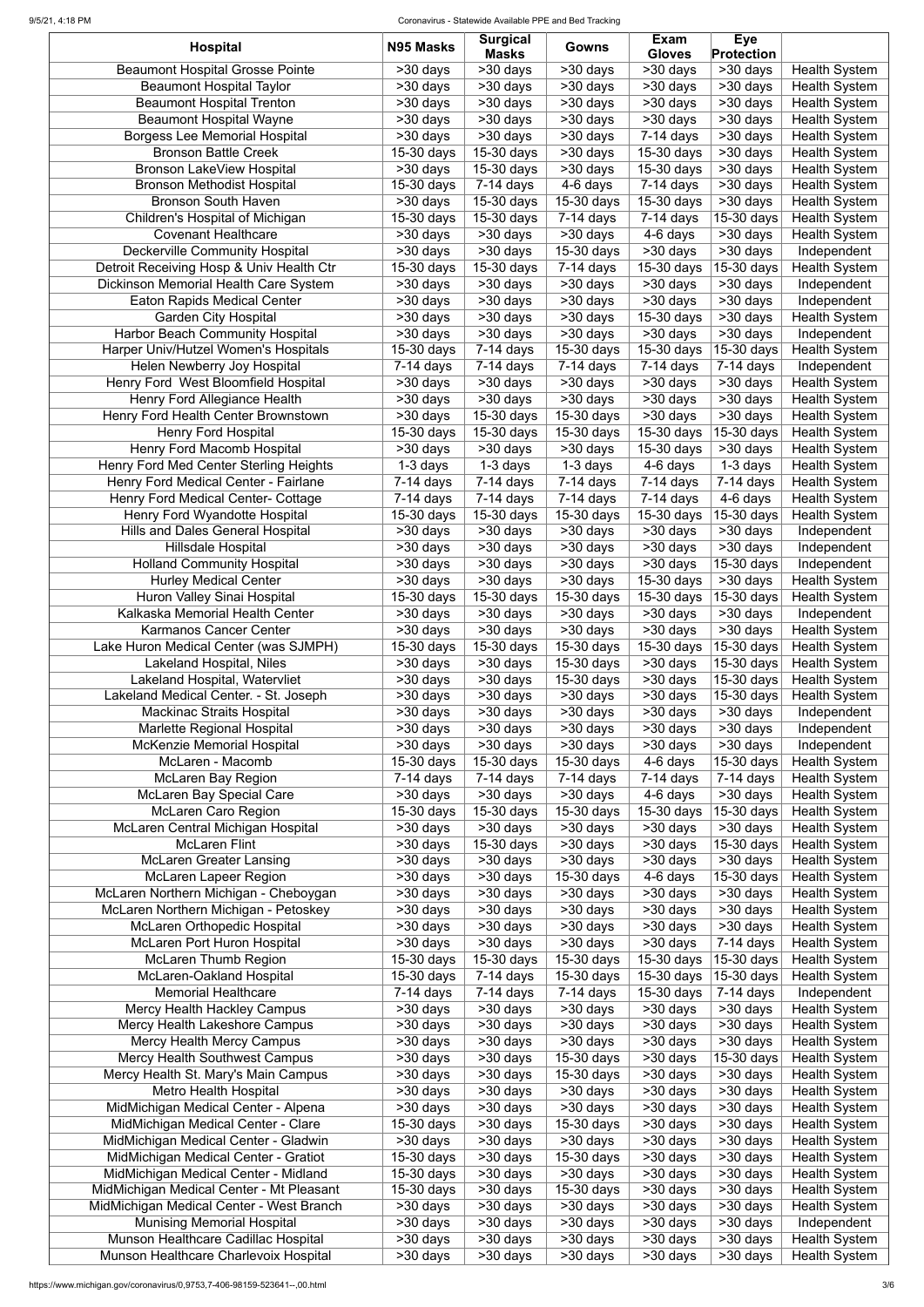| Hospital | N95 Masks | Surgical Masks | Gowns | Exam Gloves | Eye Protection | |
|---|---|---|---|---|---|---|
| Beaumont Hospital Grosse Pointe | >30 days | >30 days | >30 days | >30 days | >30 days | Health System |
| Beaumont Hospital Taylor | >30 days | >30 days | >30 days | >30 days | >30 days | Health System |
| Beaumont Hospital Trenton | >30 days | >30 days | >30 days | >30 days | >30 days | Health System |
| Beaumont Hospital Wayne | >30 days | >30 days | >30 days | >30 days | >30 days | Health System |
| Borgess Lee Memorial Hospital | >30 days | >30 days | >30 days | 7-14 days | >30 days | Health System |
| Bronson Battle Creek | 15-30 days | 15-30 days | >30 days | 15-30 days | >30 days | Health System |
| Bronson LakeView Hospital | >30 days | 15-30 days | >30 days | 15-30 days | >30 days | Health System |
| Bronson Methodist Hospital | 15-30 days | 7-14 days | 4-6 days | 7-14 days | >30 days | Health System |
| Bronson South Haven | >30 days | 15-30 days | 15-30 days | 15-30 days | >30 days | Health System |
| Children's Hospital of Michigan | 15-30 days | 15-30 days | 7-14 days | 7-14 days | 15-30 days | Health System |
| Covenant Healthcare | >30 days | >30 days | >30 days | 4-6 days | >30 days | Health System |
| Deckerville Community Hospital | >30 days | >30 days | 15-30 days | >30 days | >30 days | Independent |
| Detroit Receiving Hosp & Univ Health Ctr | 15-30 days | 15-30 days | 7-14 days | 15-30 days | 15-30 days | Health System |
| Dickinson Memorial Health Care System | >30 days | >30 days | >30 days | >30 days | >30 days | Independent |
| Eaton Rapids Medical Center | >30 days | >30 days | >30 days | >30 days | >30 days | Independent |
| Garden City Hospital | >30 days | >30 days | >30 days | 15-30 days | >30 days | Health System |
| Harbor Beach Community Hospital | >30 days | >30 days | >30 days | >30 days | >30 days | Independent |
| Harper Univ/Hutzel Women's Hospitals | 15-30 days | 7-14 days | 15-30 days | 15-30 days | 15-30 days | Health System |
| Helen Newberry Joy Hospital | 7-14 days | 7-14 days | 7-14 days | 7-14 days | 7-14 days | Independent |
| Henry Ford West Bloomfield Hospital | >30 days | >30 days | >30 days | >30 days | >30 days | Health System |
| Henry Ford Allegiance Health | >30 days | >30 days | >30 days | >30 days | >30 days | Health System |
| Henry Ford Health Center Brownstown | >30 days | 15-30 days | 15-30 days | >30 days | >30 days | Health System |
| Henry Ford Hospital | 15-30 days | 15-30 days | 15-30 days | 15-30 days | 15-30 days | Health System |
| Henry Ford Macomb Hospital | >30 days | >30 days | >30 days | 15-30 days | >30 days | Health System |
| Henry Ford Med Center Sterling Heights | 1-3 days | 1-3 days | 1-3 days | 4-6 days | 1-3 days | Health System |
| Henry Ford Medical Center - Fairlane | 7-14 days | 7-14 days | 7-14 days | 7-14 days | 7-14 days | Health System |
| Henry Ford Medical Center- Cottage | 7-14 days | 7-14 days | 7-14 days | 7-14 days | 4-6 days | Health System |
| Henry Ford Wyandotte Hospital | 15-30 days | 15-30 days | 15-30 days | 15-30 days | 15-30 days | Health System |
| Hills and Dales General Hospital | >30 days | >30 days | >30 days | >30 days | >30 days | Independent |
| Hillsdale Hospital | >30 days | >30 days | >30 days | >30 days | >30 days | Independent |
| Holland Community Hospital | >30 days | >30 days | >30 days | >30 days | 15-30 days | Independent |
| Hurley Medical Center | >30 days | >30 days | >30 days | 15-30 days | >30 days | Health System |
| Huron Valley Sinai Hospital | 15-30 days | 15-30 days | 15-30 days | 15-30 days | 15-30 days | Health System |
| Kalkaska Memorial Health Center | >30 days | >30 days | >30 days | >30 days | >30 days | Independent |
| Karmanos Cancer Center | >30 days | >30 days | >30 days | >30 days | >30 days | Health System |
| Lake Huron Medical Center (was SJMPH) | 15-30 days | 15-30 days | 15-30 days | 15-30 days | 15-30 days | Health System |
| Lakeland Hospital, Niles | >30 days | >30 days | 15-30 days | >30 days | 15-30 days | Health System |
| Lakeland Hospital, Watervliet | >30 days | >30 days | 15-30 days | >30 days | 15-30 days | Health System |
| Lakeland Medical Center. - St. Joseph | >30 days | >30 days | >30 days | >30 days | 15-30 days | Health System |
| Mackinac Straits Hospital | >30 days | >30 days | >30 days | >30 days | >30 days | Independent |
| Marlette Regional Hospital | >30 days | >30 days | >30 days | >30 days | >30 days | Independent |
| McKenzie Memorial Hospital | >30 days | >30 days | >30 days | >30 days | >30 days | Independent |
| McLaren - Macomb | 15-30 days | 15-30 days | 15-30 days | 4-6 days | 15-30 days | Health System |
| McLaren Bay Region | 7-14 days | 7-14 days | 7-14 days | 7-14 days | 7-14 days | Health System |
| McLaren Bay Special Care | >30 days | >30 days | >30 days | 4-6 days | >30 days | Health System |
| McLaren Caro Region | 15-30 days | 15-30 days | 15-30 days | 15-30 days | 15-30 days | Health System |
| McLaren Central Michigan Hospital | >30 days | >30 days | >30 days | >30 days | >30 days | Health System |
| McLaren Flint | >30 days | 15-30 days | >30 days | >30 days | 15-30 days | Health System |
| McLaren Greater Lansing | >30 days | >30 days | >30 days | >30 days | >30 days | Health System |
| McLaren Lapeer Region | >30 days | >30 days | 15-30 days | 4-6 days | 15-30 days | Health System |
| McLaren Northern Michigan - Cheboygan | >30 days | >30 days | >30 days | >30 days | >30 days | Health System |
| McLaren Northern Michigan - Petoskey | >30 days | >30 days | >30 days | >30 days | >30 days | Health System |
| McLaren Orthopedic Hospital | >30 days | >30 days | >30 days | >30 days | >30 days | Health System |
| McLaren Port Huron Hospital | >30 days | >30 days | >30 days | >30 days | 7-14 days | Health System |
| McLaren Thumb Region | 15-30 days | 15-30 days | 15-30 days | 15-30 days | 15-30 days | Health System |
| McLaren-Oakland Hospital | 15-30 days | 7-14 days | 15-30 days | 15-30 days | 15-30 days | Health System |
| Memorial Healthcare | 7-14 days | 7-14 days | 7-14 days | 15-30 days | 7-14 days | Independent |
| Mercy Health Hackley Campus | >30 days | >30 days | >30 days | >30 days | >30 days | Health System |
| Mercy Health Lakeshore Campus | >30 days | >30 days | >30 days | >30 days | >30 days | Health System |
| Mercy Health Mercy Campus | >30 days | >30 days | >30 days | >30 days | >30 days | Health System |
| Mercy Health Southwest Campus | >30 days | >30 days | 15-30 days | >30 days | 15-30 days | Health System |
| Mercy Health St. Mary's Main Campus | >30 days | >30 days | 15-30 days | >30 days | >30 days | Health System |
| Metro Health Hospital | >30 days | >30 days | >30 days | >30 days | >30 days | Health System |
| MidMichigan Medical Center - Alpena | >30 days | >30 days | >30 days | >30 days | >30 days | Health System |
| MidMichigan Medical Center - Clare | 15-30 days | >30 days | 15-30 days | >30 days | >30 days | Health System |
| MidMichigan Medical Center - Gladwin | >30 days | >30 days | >30 days | >30 days | >30 days | Health System |
| MidMichigan Medical Center - Gratiot | 15-30 days | >30 days | 15-30 days | >30 days | >30 days | Health System |
| MidMichigan Medical Center - Midland | 15-30 days | >30 days | >30 days | >30 days | >30 days | Health System |
| MidMichigan Medical Center - Mt Pleasant | 15-30 days | >30 days | 15-30 days | >30 days | >30 days | Health System |
| MidMichigan Medical Center - West Branch | >30 days | >30 days | >30 days | >30 days | >30 days | Health System |
| Munising Memorial Hospital | >30 days | >30 days | >30 days | >30 days | >30 days | Independent |
| Munson Healthcare Cadillac Hospital | >30 days | >30 days | >30 days | >30 days | >30 days | Health System |
| Munson Healthcare Charlevoix Hospital | >30 days | >30 days | >30 days | >30 days | >30 days | Health System |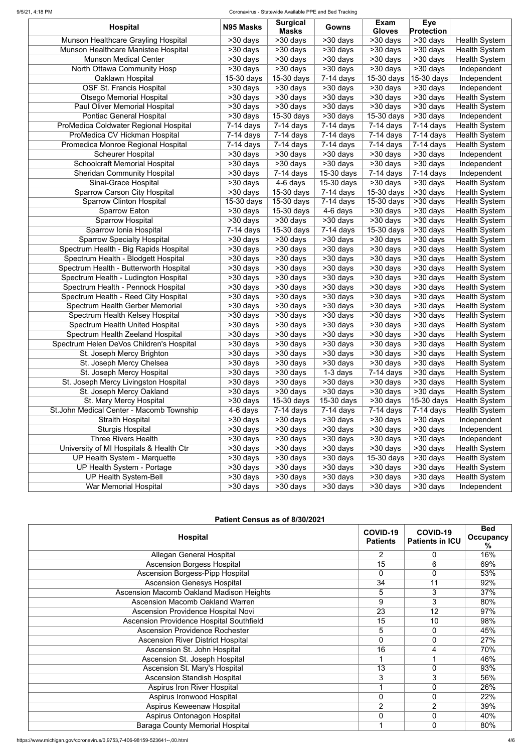| Hospital | N95 Masks | Surgical Masks | Gowns | Exam Gloves | Eye Protection | |
|---|---|---|---|---|---|---|
| Munson Healthcare Grayling Hospital | >30 days | >30 days | >30 days | >30 days | >30 days | Health System |
| Munson Healthcare Manistee Hospital | >30 days | >30 days | >30 days | >30 days | >30 days | Health System |
| Munson Medical Center | >30 days | >30 days | >30 days | >30 days | >30 days | Health System |
| North Ottawa Community Hosp | >30 days | >30 days | >30 days | >30 days | >30 days | Independent |
| Oaklawn Hospital | 15-30 days | 15-30 days | 7-14 days | 15-30 days | 15-30 days | Independent |
| OSF St. Francis Hospital | >30 days | >30 days | >30 days | >30 days | >30 days | Independent |
| Otsego Memorial Hospital | >30 days | >30 days | >30 days | >30 days | >30 days | Health System |
| Paul Oliver Memorial Hospital | >30 days | >30 days | >30 days | >30 days | >30 days | Health System |
| Pontiac General Hospital | >30 days | 15-30 days | >30 days | 15-30 days | >30 days | Independent |
| ProMedica Coldwater Regional Hospital | 7-14 days | 7-14 days | 7-14 days | 7-14 days | 7-14 days | Health System |
| ProMedica CV Hickman Hospital | 7-14 days | 7-14 days | 7-14 days | 7-14 days | 7-14 days | Health System |
| Promedica Monroe Regional Hospital | 7-14 days | 7-14 days | 7-14 days | 7-14 days | 7-14 days | Health System |
| Scheurer Hospital | >30 days | >30 days | >30 days | >30 days | >30 days | Independent |
| Schoolcraft Memorial Hospital | >30 days | >30 days | >30 days | >30 days | >30 days | Independent |
| Sheridan Community Hospital | >30 days | 7-14 days | 15-30 days | 7-14 days | 7-14 days | Independent |
| Sinai-Grace Hospital | >30 days | 4-6 days | 15-30 days | >30 days | >30 days | Health System |
| Sparrow Carson City Hospital | >30 days | 15-30 days | 7-14 days | 15-30 days | >30 days | Health System |
| Sparrow Clinton Hospital | 15-30 days | 15-30 days | 7-14 days | 15-30 days | >30 days | Health System |
| Sparrow Eaton | >30 days | 15-30 days | 4-6 days | >30 days | >30 days | Health System |
| Sparrow Hospital | >30 days | >30 days | >30 days | >30 days | >30 days | Health System |
| Sparrow Ionia Hospital | 7-14 days | 15-30 days | 7-14 days | 15-30 days | >30 days | Health System |
| Sparrow Specialty Hospital | >30 days | >30 days | >30 days | >30 days | >30 days | Health System |
| Spectrum Health - Big Rapids Hospital | >30 days | >30 days | >30 days | >30 days | >30 days | Health System |
| Spectrum Health - Blodgett Hospital | >30 days | >30 days | >30 days | >30 days | >30 days | Health System |
| Spectrum Health - Butterworth Hospital | >30 days | >30 days | >30 days | >30 days | >30 days | Health System |
| Spectrum Health - Ludington Hospital | >30 days | >30 days | >30 days | >30 days | >30 days | Health System |
| Spectrum Health - Pennock Hospital | >30 days | >30 days | >30 days | >30 days | >30 days | Health System |
| Spectrum Health - Reed City Hospital | >30 days | >30 days | >30 days | >30 days | >30 days | Health System |
| Spectrum Health Gerber Memorial | >30 days | >30 days | >30 days | >30 days | >30 days | Health System |
| Spectrum Health Kelsey Hospital | >30 days | >30 days | >30 days | >30 days | >30 days | Health System |
| Spectrum Health United Hospital | >30 days | >30 days | >30 days | >30 days | >30 days | Health System |
| Spectrum Health Zeeland Hospital | >30 days | >30 days | >30 days | >30 days | >30 days | Health System |
| Spectrum Helen DeVos Children's Hospital | >30 days | >30 days | >30 days | >30 days | >30 days | Health System |
| St. Joseph Mercy Brighton | >30 days | >30 days | >30 days | >30 days | >30 days | Health System |
| St. Joseph Mercy Chelsea | >30 days | >30 days | >30 days | >30 days | >30 days | Health System |
| St. Joseph Mercy Hospital | >30 days | >30 days | 1-3 days | 7-14 days | >30 days | Health System |
| St. Joseph Mercy Livingston Hospital | >30 days | >30 days | >30 days | >30 days | >30 days | Health System |
| St. Joseph Mercy Oakland | >30 days | >30 days | >30 days | >30 days | >30 days | Health System |
| St. Mary Mercy Hospital | >30 days | 15-30 days | 15-30 days | >30 days | 15-30 days | Health System |
| St.John Medical Center - Macomb Township | 4-6 days | 7-14 days | 7-14 days | 7-14 days | 7-14 days | Health System |
| Straith Hospital | >30 days | >30 days | >30 days | >30 days | >30 days | Independent |
| Sturgis Hospital | >30 days | >30 days | >30 days | >30 days | >30 days | Independent |
| Three Rivers Health | >30 days | >30 days | >30 days | >30 days | >30 days | Independent |
| University of MI Hospitals & Health Ctr | >30 days | >30 days | >30 days | >30 days | >30 days | Health System |
| UP Health System - Marquette | >30 days | >30 days | >30 days | 15-30 days | >30 days | Health System |
| UP Health System - Portage | >30 days | >30 days | >30 days | >30 days | >30 days | Health System |
| UP Health System-Bell | >30 days | >30 days | >30 days | >30 days | >30 days | Health System |
| War Memorial Hospital | >30 days | >30 days | >30 days | >30 days | >30 days | Independent |

**Patient Census as of 8/30/2021**

| Hospital | COVID-19 Patients | COVID-19 Patients in ICU | Bed Occupancy % |
|---|---|---|---|
| Allegan General Hospital | 2 | 0 | 16% |
| Ascension Borgess Hospital | 15 | 6 | 69% |
| Ascension Borgess-Pipp Hospital | 0 | 0 | 53% |
| Ascension Genesys Hospital | 34 | 11 | 92% |
| Ascension Macomb Oakland Madison Heights | 5 | 3 | 37% |
| Ascension Macomb Oakland Warren | 9 | 3 | 80% |
| Ascension Providence Hospital Novi | 23 | 12 | 97% |
| Ascension Providence Hospital Southfield | 15 | 10 | 98% |
| Ascension Providence Rochester | 5 | 0 | 45% |
| Ascension River District Hospital | 0 | 0 | 27% |
| Ascension St. John Hospital | 16 | 4 | 70% |
| Ascension St. Joseph Hospital | 1 | 1 | 46% |
| Ascension St. Mary's Hospital | 13 | 0 | 93% |
| Ascension Standish Hospital | 3 | 3 | 56% |
| Aspirus Iron River Hospital | 1 | 0 | 26% |
| Aspirus Ironwood Hospital | 0 | 0 | 22% |
| Aspirus Keweenaw Hospital | 2 | 2 | 39% |
| Aspirus Ontonagon Hospital | 0 | 0 | 40% |
| Baraga County Memorial Hospital | 1 | 0 | 80% |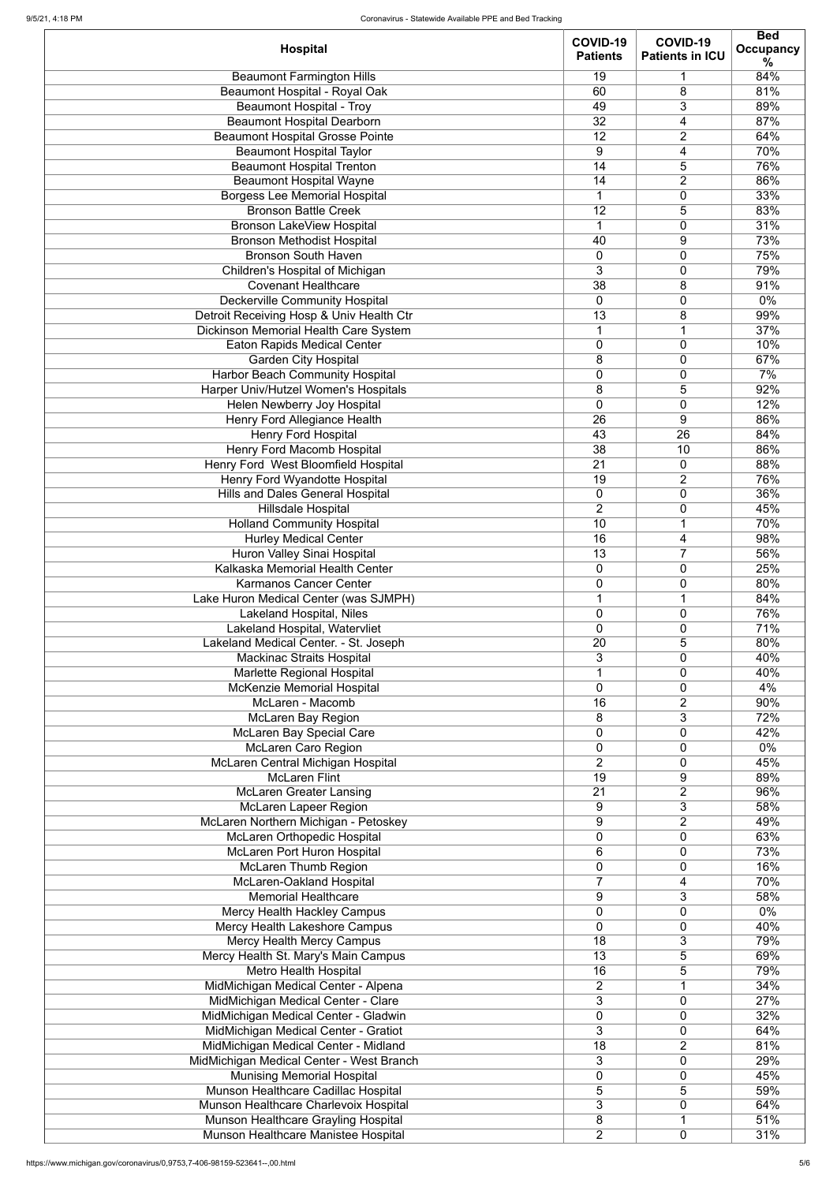| Hospital | COVID-19 Patients | COVID-19 Patients in ICU | Bed Occupancy % |
| --- | --- | --- | --- |
| Beaumont Farmington Hills | 19 | 1 | 84% |
| Beaumont Hospital - Royal Oak | 60 | 8 | 81% |
| Beaumont Hospital - Troy | 49 | 3 | 89% |
| Beaumont Hospital Dearborn | 32 | 4 | 87% |
| Beaumont Hospital Grosse Pointe | 12 | 2 | 64% |
| Beaumont Hospital Taylor | 9 | 4 | 70% |
| Beaumont Hospital Trenton | 14 | 5 | 76% |
| Beaumont Hospital Wayne | 14 | 2 | 86% |
| Borgess Lee Memorial Hospital | 1 | 0 | 33% |
| Bronson Battle Creek | 12 | 5 | 83% |
| Bronson LakeView Hospital | 1 | 0 | 31% |
| Bronson Methodist Hospital | 40 | 9 | 73% |
| Bronson South Haven | 0 | 0 | 75% |
| Children's Hospital of Michigan | 3 | 0 | 79% |
| Covenant Healthcare | 38 | 8 | 91% |
| Deckerville Community Hospital | 0 | 0 | 0% |
| Detroit Receiving Hosp & Univ Health Ctr | 13 | 8 | 99% |
| Dickinson Memorial Health Care System | 1 | 1 | 37% |
| Eaton Rapids Medical Center | 0 | 0 | 10% |
| Garden City Hospital | 8 | 0 | 67% |
| Harbor Beach Community Hospital | 0 | 0 | 7% |
| Harper Univ/Hutzel Women's Hospitals | 8 | 5 | 92% |
| Helen Newberry Joy Hospital | 0 | 0 | 12% |
| Henry Ford Allegiance Health | 26 | 9 | 86% |
| Henry Ford Hospital | 43 | 26 | 84% |
| Henry Ford Macomb Hospital | 38 | 10 | 86% |
| Henry Ford West Bloomfield Hospital | 21 | 0 | 88% |
| Henry Ford Wyandotte Hospital | 19 | 2 | 76% |
| Hills and Dales General Hospital | 0 | 0 | 36% |
| Hillsdale Hospital | 2 | 0 | 45% |
| Holland Community Hospital | 10 | 1 | 70% |
| Hurley Medical Center | 16 | 4 | 98% |
| Huron Valley Sinai Hospital | 13 | 7 | 56% |
| Kalkaska Memorial Health Center | 0 | 0 | 25% |
| Karmanos Cancer Center | 0 | 0 | 80% |
| Lake Huron Medical Center (was SJMPH) | 1 | 1 | 84% |
| Lakeland Hospital, Niles | 0 | 0 | 76% |
| Lakeland Hospital, Watervliet | 0 | 0 | 71% |
| Lakeland Medical Center. - St. Joseph | 20 | 5 | 80% |
| Mackinac Straits Hospital | 3 | 0 | 40% |
| Marlette Regional Hospital | 1 | 0 | 40% |
| McKenzie Memorial Hospital | 0 | 0 | 4% |
| McLaren - Macomb | 16 | 2 | 90% |
| McLaren Bay Region | 8 | 3 | 72% |
| McLaren Bay Special Care | 0 | 0 | 42% |
| McLaren Caro Region | 0 | 0 | 0% |
| McLaren Central Michigan Hospital | 2 | 0 | 45% |
| McLaren Flint | 19 | 9 | 89% |
| McLaren Greater Lansing | 21 | 2 | 96% |
| McLaren Lapeer Region | 9 | 3 | 58% |
| McLaren Northern Michigan - Petoskey | 9 | 2 | 49% |
| McLaren Orthopedic Hospital | 0 | 0 | 63% |
| McLaren Port Huron Hospital | 6 | 0 | 73% |
| McLaren Thumb Region | 0 | 0 | 16% |
| McLaren-Oakland Hospital | 7 | 4 | 70% |
| Memorial Healthcare | 9 | 3 | 58% |
| Mercy Health Hackley Campus | 0 | 0 | 0% |
| Mercy Health Lakeshore Campus | 0 | 0 | 40% |
| Mercy Health Mercy Campus | 18 | 3 | 79% |
| Mercy Health St. Mary's Main Campus | 13 | 5 | 69% |
| Metro Health Hospital | 16 | 5 | 79% |
| MidMichigan Medical Center - Alpena | 2 | 1 | 34% |
| MidMichigan Medical Center - Clare | 3 | 0 | 27% |
| MidMichigan Medical Center - Gladwin | 0 | 0 | 32% |
| MidMichigan Medical Center - Gratiot | 3 | 0 | 64% |
| MidMichigan Medical Center - Midland | 18 | 2 | 81% |
| MidMichigan Medical Center - West Branch | 3 | 0 | 29% |
| Munising Memorial Hospital | 0 | 0 | 45% |
| Munson Healthcare Cadillac Hospital | 5 | 5 | 59% |
| Munson Healthcare Charlevoix Hospital | 3 | 0 | 64% |
| Munson Healthcare Grayling Hospital | 8 | 1 | 51% |
| Munson Healthcare Manistee Hospital | 2 | 0 | 31% |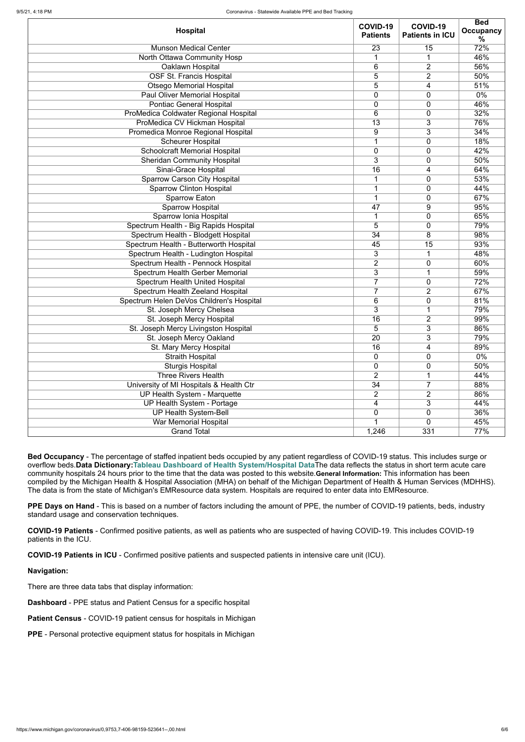| Hospital | COVID-19 Patients | COVID-19 Patients in ICU | Bed Occupancy % |
|---|---|---|---|
| Munson Medical Center | 23 | 15 | 72% |
| North Ottawa Community Hosp | 1 | 1 | 46% |
| Oaklawn Hospital | 6 | 2 | 56% |
| OSF St. Francis Hospital | 5 | 2 | 50% |
| Otsego Memorial Hospital | 5 | 4 | 51% |
| Paul Oliver Memorial Hospital | 0 | 0 | 0% |
| Pontiac General Hospital | 0 | 0 | 46% |
| ProMedica Coldwater Regional Hospital | 6 | 0 | 32% |
| ProMedica CV Hickman Hospital | 13 | 3 | 76% |
| Promedica Monroe Regional Hospital | 9 | 3 | 34% |
| Scheurer Hospital | 1 | 0 | 18% |
| Schoolcraft Memorial Hospital | 0 | 0 | 42% |
| Sheridan Community Hospital | 3 | 0 | 50% |
| Sinai-Grace Hospital | 16 | 4 | 64% |
| Sparrow Carson City Hospital | 1 | 0 | 53% |
| Sparrow Clinton Hospital | 1 | 0 | 44% |
| Sparrow Eaton | 1 | 0 | 67% |
| Sparrow Hospital | 47 | 9 | 95% |
| Sparrow Ionia Hospital | 1 | 0 | 65% |
| Spectrum Health - Big Rapids Hospital | 5 | 0 | 79% |
| Spectrum Health - Blodgett Hospital | 34 | 8 | 98% |
| Spectrum Health - Butterworth Hospital | 45 | 15 | 93% |
| Spectrum Health - Ludington Hospital | 3 | 1 | 48% |
| Spectrum Health - Pennock Hospital | 2 | 0 | 60% |
| Spectrum Health Gerber Memorial | 3 | 1 | 59% |
| Spectrum Health United Hospital | 7 | 0 | 72% |
| Spectrum Health Zeeland Hospital | 7 | 2 | 67% |
| Spectrum Helen DeVos Children's Hospital | 6 | 0 | 81% |
| St. Joseph Mercy Chelsea | 3 | 1 | 79% |
| St. Joseph Mercy Hospital | 16 | 2 | 99% |
| St. Joseph Mercy Livingston Hospital | 5 | 3 | 86% |
| St. Joseph Mercy Oakland | 20 | 3 | 79% |
| St. Mary Mercy Hospital | 16 | 4 | 89% |
| Straith Hospital | 0 | 0 | 0% |
| Sturgis Hospital | 0 | 0 | 50% |
| Three Rivers Health | 2 | 1 | 44% |
| University of MI Hospitals & Health Ctr | 34 | 7 | 88% |
| UP Health System - Marquette | 2 | 2 | 86% |
| UP Health System - Portage | 4 | 3 | 44% |
| UP Health System-Bell | 0 | 0 | 36% |
| War Memorial Hospital | 1 | 0 | 45% |
| Grand Total | 1,246 | 331 | 77% |

**Bed Occupancy** - The percentage of staffed inpatient beds occupied by any patient regardless of COVID-19 status. This includes surge or overflow beds.**Data Dictionary:Tableau Dashboard of Health System/Hospital Data**The data reflects the status in short term acute care community hospitals 24 hours prior to the time that the data was posted to this website.**General Information:** This information has been compiled by the Michigan Health & Hospital Association (MHA) on behalf of the Michigan Department of Health & Human Services (MDHHS). The data is from the state of Michigan's EMResource data system. Hospitals are required to enter data into EMResource.

**PPE Days on Hand** - This is based on a number of factors including the amount of PPE, the number of COVID-19 patients, beds, industry standard usage and conservation techniques.

**COVID-19 Patients** - Confirmed positive patients, as well as patients who are suspected of having COVID-19. This includes COVID-19 patients in the ICU.

**COVID-19 Patients in ICU** - Confirmed positive patients and suspected patients in intensive care unit (ICU).

**Navigation:**

There are three data tabs that display information:

**Dashboard** - PPE status and Patient Census for a specific hospital

**Patient Census** - COVID-19 patient census for hospitals in Michigan

**PPE** - Personal protective equipment status for hospitals in Michigan